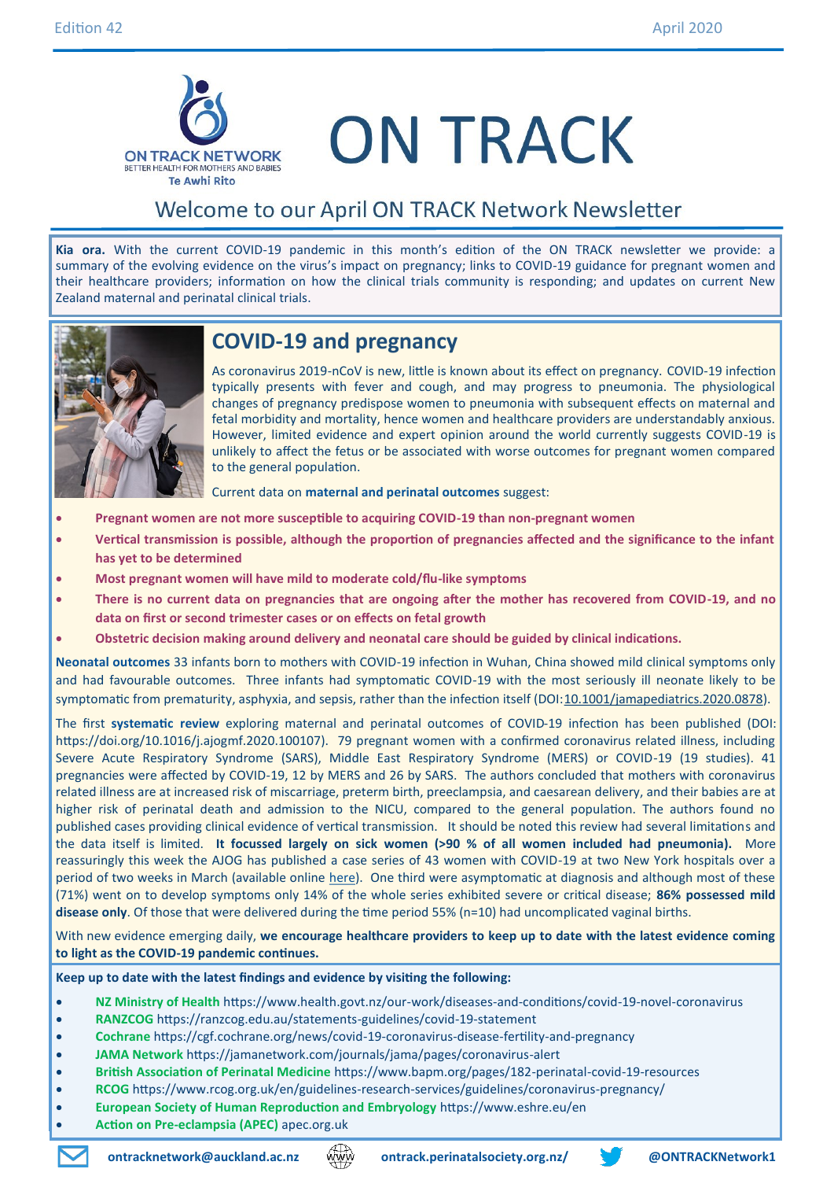Edition 42 April 2020

ON TRACK NETWORK
BETTER HEALTH FOR MOTHERS AND BABIES
Te Awhi Rito

# ON TRACK

## Welcome to our April ON TRACK Network Newsletter

**Kia ora.** With the current COVID-19 pandemic in this month's edition of the ON TRACK newsletter we provide: a summary of the evolving evidence on the virus's impact on pregnancy; links to COVID-19 guidance for pregnant women and their healthcare providers; information on how the clinical trials community is responding; and updates on current New Zealand maternal and perinatal clinical trials.

## COVID-19 and pregnancy

As coronavirus 2019-nCoV is new, little is known about its effect on pregnancy. COVID-19 infection typically presents with fever and cough, and may progress to pneumonia. The physiological changes of pregnancy predispose women to pneumonia with subsequent effects on maternal and fetal morbidity and mortality, hence women and healthcare providers are understandably anxious. However, limited evidence and expert opinion around the world currently suggests COVID-19 is unlikely to affect the fetus or be associated with worse outcomes for pregnant women compared to the general population.

Current data on **maternal and perinatal outcomes** suggest:

- **Pregnant women are not more susceptible to acquiring COVID-19 than non-pregnant women**
- **Vertical transmission is possible, although the proportion of pregnancies affected and the significance to the infant has yet to be determined**
- **Most pregnant women will have mild to moderate cold/flu-like symptoms**
- **There is no current data on pregnancies that are ongoing after the mother has recovered from COVID-19, and no data on first or second trimester cases or on effects on fetal growth**
- **Obstetric decision making around delivery and neonatal care should be guided by clinical indications.**

**Neonatal outcomes** 33 infants born to mothers with COVID-19 infection in Wuhan, China showed mild clinical symptoms only and had favourable outcomes. Three infants had symptomatic COVID-19 with the most seriously ill neonate likely to be symptomatic from prematurity, asphyxia, and sepsis, rather than the infection itself (DOI:10.1001/jamapediatrics.2020.0878).

The first **systematic review** exploring maternal and perinatal outcomes of COVID-19 infection has been published (DOI: https://doi.org/10.1016/j.ajogmf.2020.100107). 79 pregnant women with a confirmed coronavirus related illness, including Severe Acute Respiratory Syndrome (SARS), Middle East Respiratory Syndrome (MERS) or COVID-19 (19 studies). 41 pregnancies were affected by COVID-19, 12 by MERS and 26 by SARS. The authors concluded that mothers with coronavirus related illness are at increased risk of miscarriage, preterm birth, preeclampsia, and caesarean delivery, and their babies are at higher risk of perinatal death and admission to the NICU, compared to the general population. The authors found no published cases providing clinical evidence of vertical transmission. It should be noted this review had several limitations and the data itself is limited. **It focussed largely on sick women (>90 % of all women included had pneumonia).** More reassuringly this week the AJOG has published a case series of 43 women with COVID-19 at two New York hospitals over a period of two weeks in March (available online here). One third were asymptomatic at diagnosis and although most of these (71%) went on to develop symptoms only 14% of the whole series exhibited severe or critical disease; **86% possessed mild disease only**. Of those that were delivered during the time period 55% (n=10) had uncomplicated vaginal births.

With new evidence emerging daily, **we encourage healthcare providers to keep up to date with the latest evidence coming to light as the COVID-19 pandemic continues.**

**Keep up to date with the latest findings and evidence by visiting the following:**

- **NZ Ministry of Health** https://www.health.govt.nz/our-work/diseases-and-conditions/covid-19-novel-coronavirus
- **RANZCOG** https://ranzcog.edu.au/statements-guidelines/covid-19-statement
- **Cochrane** https://cgf.cochrane.org/news/covid-19-coronavirus-disease-fertility-and-pregnancy
- **JAMA Network** https://jamanetwork.com/journals/jama/pages/coronavirus-alert
- **British Association of Perinatal Medicine** https://www.bapm.org/pages/182-perinatal-covid-19-resources
- **RCOG** https://www.rcog.org.uk/en/guidelines-research-services/guidelines/coronavirus-pregnancy/
- **European Society of Human Reproduction and Embryology** https://www.eshre.eu/en
- **Action on Pre-eclampsia (APEC)** apec.org.uk

**ontracknetwork@auckland.ac.nz** **ontrack.perinatalsociety.org.nz/** **@ONTRACKNetwork1**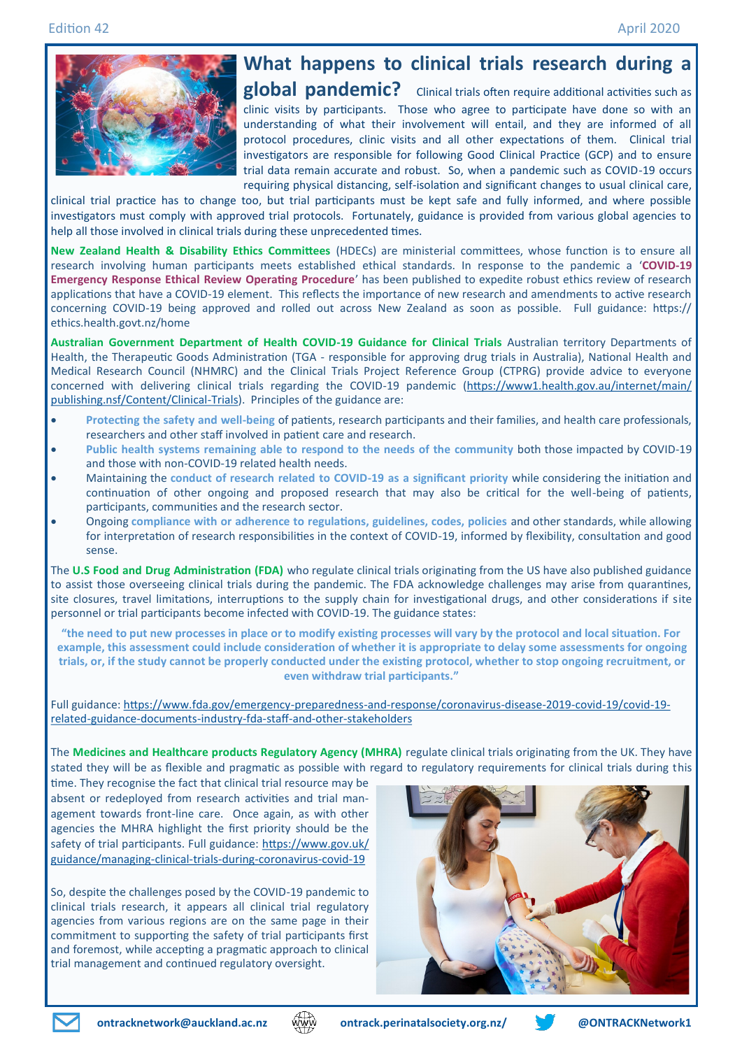# What happens to clinical trials research during a global pandemic?

Clinical trials often require additional activities such as clinic visits by participants. Those who agree to participate have done so with an understanding of what their involvement will entail, and they are informed of all protocol procedures, clinic visits and all other expectations of them. Clinical trial investigators are responsible for following Good Clinical Practice (GCP) and to ensure trial data remain accurate and robust. So, when a pandemic such as COVID-19 occurs requiring physical distancing, self-isolation and significant changes to usual clinical care, clinical trial practice has to change too, but trial participants must be kept safe and fully informed, and where possible investigators must comply with approved trial protocols. Fortunately, guidance is provided from various global agencies to help all those involved in clinical trials during these unprecedented times.

**New Zealand Health & Disability Ethics Committees** (HDECs) are ministerial committees, whose function is to ensure all research involving human participants meets established ethical standards. In response to the pandemic a '**COVID-19 Emergency Response Ethical Review Operating Procedure**' has been published to expedite robust ethics review of research applications that have a COVID-19 element. This reflects the importance of new research and amendments to active research concerning COVID-19 being approved and rolled out across New Zealand as soon as possible. Full guidance: https://ethics.health.govt.nz/home

**Australian Government Department of Health COVID-19 Guidance for Clinical Trials** Australian territory Departments of Health, the Therapeutic Goods Administration (TGA - responsible for approving drug trials in Australia), National Health and Medical Research Council (NHMRC) and the Clinical Trials Project Reference Group (CTPRG) provide advice to everyone concerned with delivering clinical trials regarding the COVID-19 pandemic (https://www1.health.gov.au/internet/main/publishing.nsf/Content/Clinical-Trials). Principles of the guidance are:

- **Protecting the safety and well-being** of patients, research participants and their families, and health care professionals, researchers and other staff involved in patient care and research.
- **Public health systems remaining able to respond to the needs of the community** both those impacted by COVID-19 and those with non-COVID-19 related health needs.
- Maintaining the **conduct of research related to COVID-19 as a significant priority** while considering the initiation and continuation of other ongoing and proposed research that may also be critical for the well-being of patients, participants, communities and the research sector.
- Ongoing **compliance with or adherence to regulations, guidelines, codes, policies** and other standards, while allowing for interpretation of research responsibilities in the context of COVID-19, informed by flexibility, consultation and good sense.

The **U.S Food and Drug Administration (FDA)** who regulate clinical trials originating from the US have also published guidance to assist those overseeing clinical trials during the pandemic. The FDA acknowledge challenges may arise from quarantines, site closures, travel limitations, interruptions to the supply chain for investigational drugs, and other considerations if site personnel or trial participants become infected with COVID-19. The guidance states:

> **"the need to put new processes in place or to modify existing processes will vary by the protocol and local situation. For example, this assessment could include consideration of whether it is appropriate to delay some assessments for ongoing trials, or, if the study cannot be properly conducted under the existing protocol, whether to stop ongoing recruitment, or even withdraw trial participants."**

Full guidance: https://www.fda.gov/emergency-preparedness-and-response/coronavirus-disease-2019-covid-19/covid-19-related-guidance-documents-industry-fda-staff-and-other-stakeholders

The **Medicines and Healthcare products Regulatory Agency (MHRA)** regulate clinical trials originating from the UK. They have stated they will be as flexible and pragmatic as possible with regard to regulatory requirements for clinical trials during this time. They recognise the fact that clinical trial resource may be absent or redeployed from research activities and trial management towards front-line care. Once again, as with other agencies the MHRA highlight the first priority should be the safety of trial participants. Full guidance: https://www.gov.uk/guidance/managing-clinical-trials-during-coronavirus-covid-19

So, despite the challenges posed by the COVID-19 pandemic to clinical trials research, it appears all clinical trial regulatory agencies from various regions are on the same page in their commitment to supporting the safety of trial participants first and foremost, while accepting a pragmatic approach to clinical trial management and continued regulatory oversight.

ontracknetwork@auckland.ac.nz | ontrack.perinatalsociety.org.nz/ | @ONTRACKNetwork1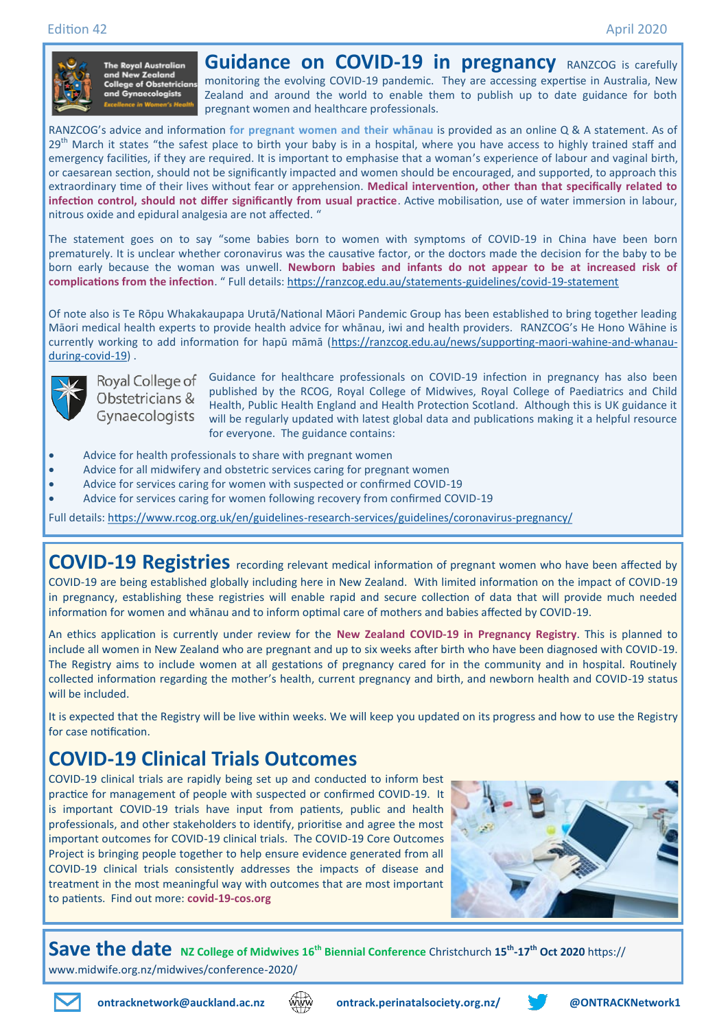## Guidance on COVID-19 in pregnancy

RANZCOG is carefully monitoring the evolving COVID-19 pandemic. They are accessing expertise in Australia, New Zealand and around the world to enable them to publish up to date guidance for both pregnant women and healthcare professionals.

RANZCOG's advice and information **for pregnant women and their whānau** is provided as an online Q & A statement. As of 29th March it states "the safest place to birth your baby is in a hospital, where you have access to highly trained staff and emergency facilities, if they are required. It is important to emphasise that a woman's experience of labour and vaginal birth, or caesarean section, should not be significantly impacted and women should be encouraged, and supported, to approach this extraordinary time of their lives without fear or apprehension. **Medical intervention, other than that specifically related to infection control, should not differ significantly from usual practice**. Active mobilisation, use of water immersion in labour, nitrous oxide and epidural analgesia are not affected. "

The statement goes on to say "some babies born to women with symptoms of COVID-19 in China have been born prematurely. It is unclear whether coronavirus was the causative factor, or the doctors made the decision for the baby to be born early because the woman was unwell. **Newborn babies and infants do not appear to be at increased risk of complications from the infection**. " Full details: https://ranzcog.edu.au/statements-guidelines/covid-19-statement

Of note also is Te Rōpu Whakakaupapa Urutā/National Māori Pandemic Group has been established to bring together leading Māori medical health experts to provide health advice for whānau, iwi and health providers. RANZCOG's He Hono Wāhine is currently working to add information for hapū māmā (https://ranzcog.edu.au/news/supporting-maori-wahine-and-whanau-during-covid-19) .

Guidance for healthcare professionals on COVID-19 infection in pregnancy has also been published by the RCOG, Royal College of Midwives, Royal College of Paediatrics and Child Health, Public Health England and Health Protection Scotland. Although this is UK guidance it will be regularly updated with latest global data and publications making it a helpful resource for everyone. The guidance contains:

- Advice for health professionals to share with pregnant women
- Advice for all midwifery and obstetric services caring for pregnant women
- Advice for services caring for women with suspected or confirmed COVID-19
- Advice for services caring for women following recovery from confirmed COVID-19

Full details: https://www.rcog.org.uk/en/guidelines-research-services/guidelines/coronavirus-pregnancy/

## COVID-19 Registries

recording relevant medical information of pregnant women who have been affected by COVID-19 are being established globally including here in New Zealand. With limited information on the impact of COVID-19 in pregnancy, establishing these registries will enable rapid and secure collection of data that will provide much needed information for women and whānau and to inform optimal care of mothers and babies affected by COVID-19.

An ethics application is currently under review for the **New Zealand COVID-19 in Pregnancy Registry**. This is planned to include all women in New Zealand who are pregnant and up to six weeks after birth who have been diagnosed with COVID-19. The Registry aims to include women at all gestations of pregnancy cared for in the community and in hospital. Routinely collected information regarding the mother's health, current pregnancy and birth, and newborn health and COVID-19 status will be included.

It is expected that the Registry will be live within weeks. We will keep you updated on its progress and how to use the Registry for case notification.

## COVID-19 Clinical Trials Outcomes

COVID-19 clinical trials are rapidly being set up and conducted to inform best practice for management of people with suspected or confirmed COVID-19. It is important COVID-19 trials have input from patients, public and health professionals, and other stakeholders to identify, prioritise and agree the most important outcomes for COVID-19 clinical trials. The COVID-19 Core Outcomes Project is bringing people together to help ensure evidence generated from all COVID-19 clinical trials consistently addresses the impacts of disease and treatment in the most meaningful way with outcomes that are most important to patients. Find out more: **covid-19-cos.org**

## Save the date

**NZ College of Midwives 16th Biennial Conference** Christchurch **15th-17th Oct 2020** https://www.midwife.org.nz/midwives/conference-2020/

**ontracknetwork@auckland.ac.nz** **ontrack.perinatalsociety.org.nz/** **@ONTRACKNetwork1**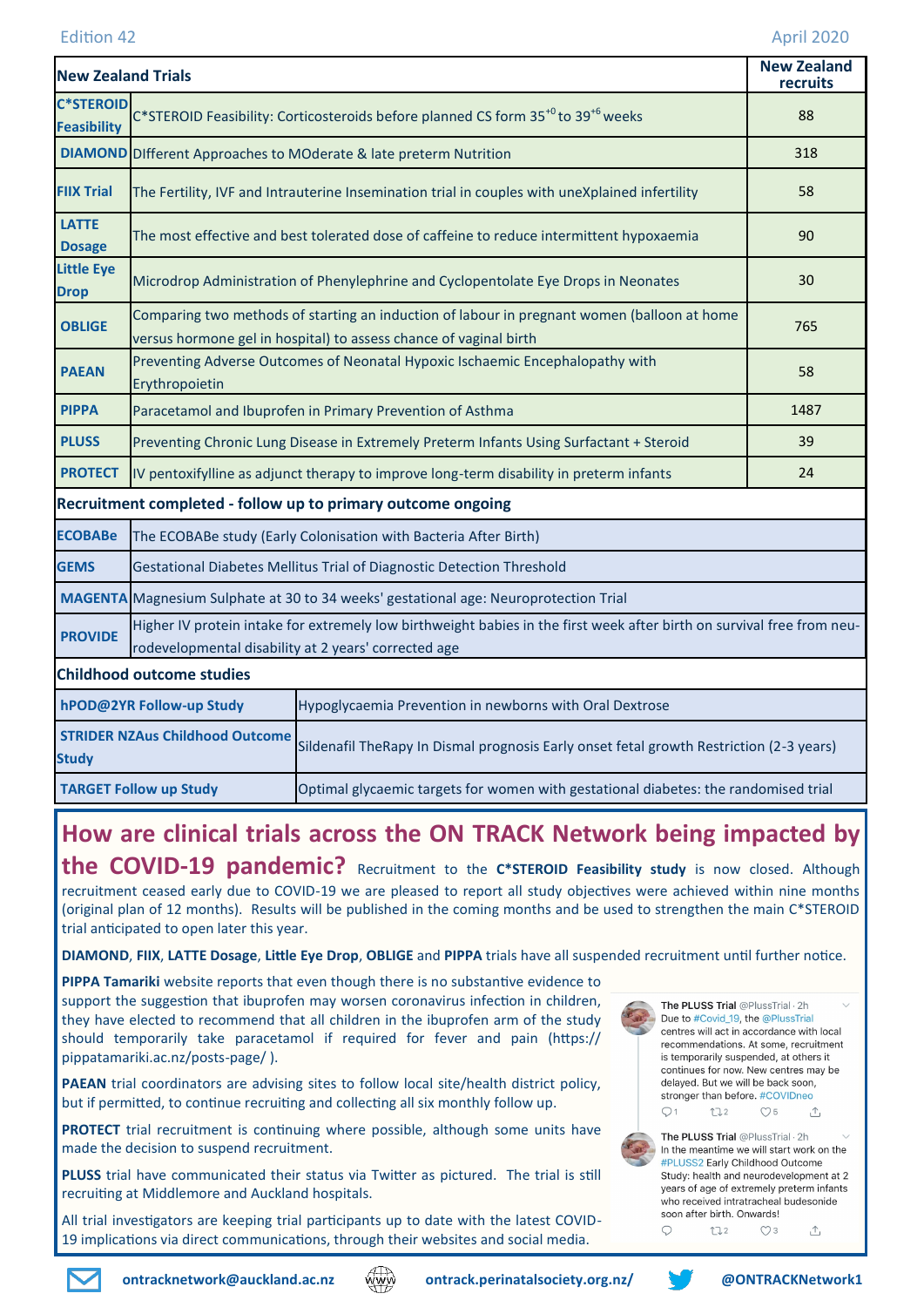| New Zealand Trials | | New Zealand recruits |
|---|---|---|
| C*STEROID Feasibility | C*STEROID Feasibility: Corticosteroids before planned CS form $35^{+0}$ to $39^{+6}$ weeks | 88 |
| DIAMOND | DIfferent Approaches to MOderate & late preterm Nutrition | 318 |
| FIIX Trial | The Fertility, IVF and Intrauterine Insemination trial in couples with uneXplained infertility | 58 |
| LATTE Dosage | The most effective and best tolerated dose of caffeine to reduce intermittent hypoxaemia | 90 |
| Little Eye Drop | Microdrop Administration of Phenylephrine and Cyclopentolate Eye Drops in Neonates | 30 |
| OBLIGE | Comparing two methods of starting an induction of labour in pregnant women (balloon at home versus hormone gel in hospital) to assess chance of vaginal birth | 765 |
| PAEAN | Preventing Adverse Outcomes of Neonatal Hypoxic Ischaemic Encephalopathy with Erythropoietin | 58 |
| PIPPA | Paracetamol and Ibuprofen in Primary Prevention of Asthma | 1487 |
| PLUSS | Preventing Chronic Lung Disease in Extremely Preterm Infants Using Surfactant + Steroid | 39 |
| PROTECT | IV pentoxifylline as adjunct therapy to improve long-term disability in preterm infants | 24 |
| **Recruitment completed - follow up to primary outcome ongoing** | | |
| ECOBABe | The ECOBABe study (Early Colonisation with Bacteria After Birth) | |
| GEMS | Gestational Diabetes Mellitus Trial of Diagnostic Detection Threshold | |
| MAGENTA | Magnesium Sulphate at 30 to 34 weeks' gestational age: Neuroprotection Trial | |
| PROVIDE | Higher IV protein intake for extremely low birthweight babies in the first week after birth on survival free from neurodevelopmental disability at 2 years' corrected age | |
| **Childhood outcome studies** | | |
| hPOD@2YR Follow-up Study | Hypoglycaemia Prevention in newborns with Oral Dextrose | |
| STRIDER NZAus Childhood Outcome Study | Sildenafil TheRapy In Dismal prognosis Early onset fetal growth Restriction (2-3 years) | |
| TARGET Follow up Study | Optimal glycaemic targets for women with gestational diabetes: the randomised trial | |

## How are clinical trials across the ON TRACK Network being impacted by the COVID-19 pandemic?

Recruitment to the **C*STEROID Feasibility study** is now closed. Although recruitment ceased early due to COVID-19 we are pleased to report all study objectives were achieved within nine months (original plan of 12 months). Results will be published in the coming months and be used to strengthen the main C*STEROID trial anticipated to open later this year.

**DIAMOND**, **FIIX**, **LATTE Dosage**, **Little Eye Drop**, **OBLIGE** and **PIPPA** trials have all suspended recruitment until further notice.

**PIPPA Tamariki** website reports that even though there is no substantive evidence to support the suggestion that ibuprofen may worsen coronavirus infection in children, they have elected to recommend that all children in the ibuprofen arm of the study should temporarily take paracetamol if required for fever and pain (https://pippatamariki.ac.nz/posts-page/ ).

**PAEAN** trial coordinators are advising sites to follow local site/health district policy, but if permitted, to continue recruiting and collecting all six monthly follow up.

**PROTECT** trial recruitment is continuing where possible, although some units have made the decision to suspend recruitment.

**PLUSS** trial have communicated their status via Twitter as pictured. The trial is still recruiting at Middlemore and Auckland hospitals.

All trial investigators are keeping trial participants up to date with the latest COVID-19 implications via direct communications, through their websites and social media.

The PLUSS Trial @PlussTrial · 2h
Due to #Covid_19, the @PlussTrial centres will act in accordance with local recommendations. At some, recruitment is temporarily suspended, at others it continues for now. New centres may be delayed. But we will be back soon, stronger than before. #COVIDneo

The PLUSS Trial @PlussTrial · 2h
In the meantime we will start work on the #PLUSS2 Early Childhood Outcome Study: health and neurodevelopment at 2 years of age of extremely preterm infants who received intratracheal budesonide soon after birth. Onwards!

ontracknetwork@auckland.ac.nz ontrack.perinatalsociety.org.nz/ @ONTRACKNetwork1